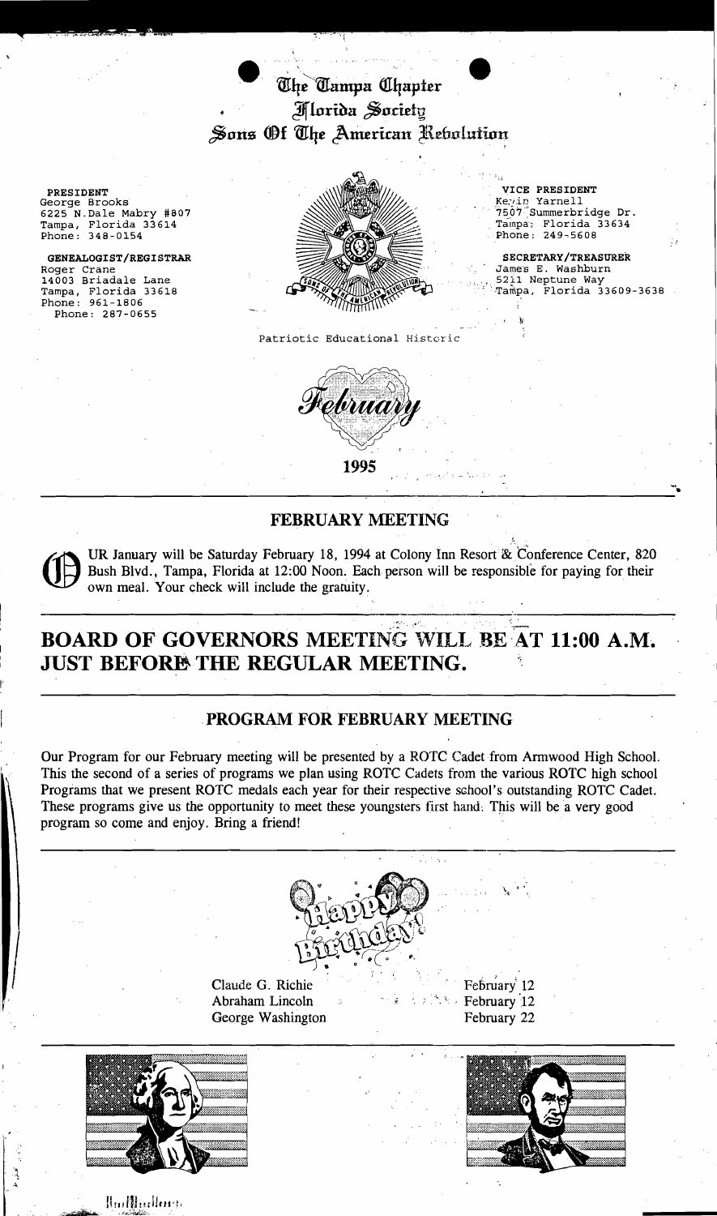# The Tampa Chapter
# Florida Society
# Sons Of The American Revolution

**PRESIDENT**
George Brooks
6225 N.Dale Mabry #807
Tampa, Florida 33614
Phone: 348-0154

**GENEALOGIST/REGISTRAR**
Roger Crane
14003 Briadale Lane
Tampa, Florida 33618
Phone: 961-1806
Phone: 287-0655

**VICE PRESIDENT**
Kevin Yarnell
7507 Summerbridge Dr.
Tampa, Florida 33634
Phone: 249-5608

**SECRETARY/TREASURER**
James E. Washburn
5211 Neptune Way
Tampa, Florida 33609-3638

Patriotic Educational Historic

*February*

**1995**

## FEBRUARY MEETING

OUR January will be Saturday February 18, 1994 at Colony Inn Resort & Conference Center, 820 Bush Blvd., Tampa, Florida at 12:00 Noon. Each person will be responsible for paying for their own meal. Your check will include the gratuity.

## BOARD OF GOVERNORS MEETING WILL BE AT 11:00 A.M. JUST BEFORE THE REGULAR MEETING.

## PROGRAM FOR FEBRUARY MEETING

Our Program for our February meeting will be presented by a ROTC Cadet from Armwood High School. This the second of a series of programs we plan using ROTC Cadets from the various ROTC high school Programs that we present ROTC medals each year for their respective school's outstanding ROTC Cadet. These programs give us the opportunity to meet these youngsters first hand. This will be a very good program so come and enjoy. Bring a friend!

**Happy Birthday!**

| | |
|---|---|
| Claude G. Richie | February 12 |
| Abraham Lincoln | February 12 |
| George Washington | February 22 |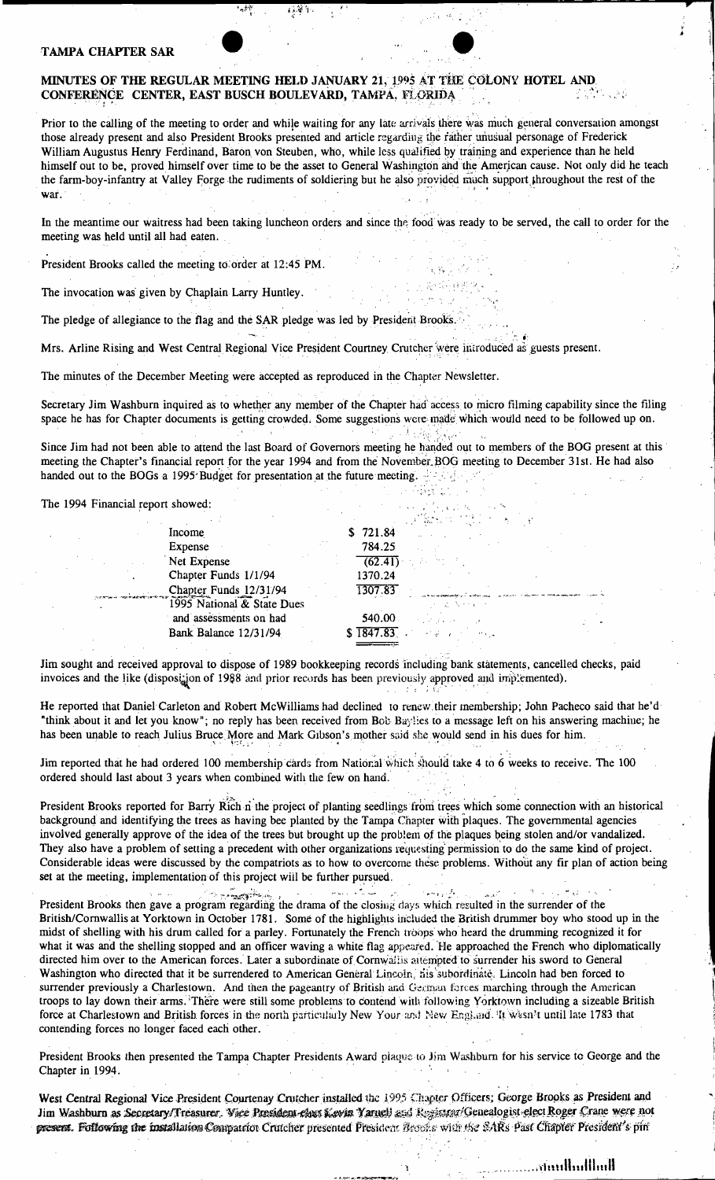TAMPA CHAPTER SAR

**MINUTES OF THE REGULAR MEETING HELD JANUARY 21, 1995 AT THE COLONY HOTEL AND CONFERENCE CENTER, EAST BUSCH BOULEVARD, TAMPA, FLORIDA**

Prior to the calling of the meeting to order and while waiting for any late arrivals there was much general conversation amongst those already present and also President Brooks presented and article regarding the rather unusual personage of Frederick William Augustus Henry Ferdinand, Baron von Steuben, who, while less qualified by training and experience than he held himself out to be, proved himself over time to be the asset to General Washington and the American cause. Not only did he teach the farm-boy-infantry at Valley Forge the rudiments of soldiering but he also provided much support throughout the rest of the war.

In the meantime our waitress had been taking luncheon orders and since the food was ready to be served, the call to order for the meeting was held until all had eaten.

President Brooks called the meeting to order at 12:45 PM.

The invocation was given by Chaplain Larry Huntley.

The pledge of allegiance to the flag and the SAR pledge was led by President Brooks.

Mrs. Arline Rising and West Central Regional Vice President Courtney Crutcher were introduced as guests present.

The minutes of the December Meeting were accepted as reproduced in the Chapter Newsletter.

Secretary Jim Washburn inquired as to whether any member of the Chapter had access to micro filming capability since the filing space he has for Chapter documents is getting crowded. Some suggestions were made which would need to be followed up on.

Since Jim had not been able to attend the last Board of Governors meeting he handed out to members of the BOG present at this meeting the Chapter's financial report for the year 1994 and from the November BOG meeting to December 31st. He had also handed out to the BOGs a 1995 Budget for presentation at the future meeting.

The 1994 Financial report showed:

| | |
|---|---|
| Income | $ 721.84 |
| Expense | 784.25 |
| Net Expense | (62.41) |
| Chapter Funds 1/1/94 | 1370.24 |
| Chapter Funds 12/31/94 | 1307.83 |
| 1995 National & State Dues and assessments on had | 540.00 |
| Bank Balance 12/31/94 | $ 1847.83 |

Jim sought and received approval to dispose of 1989 bookkeeping records including bank statements, cancelled checks, paid invoices and the like (disposition of 1988 and prior records has been previously approved and implemented).

He reported that Daniel Carleton and Robert McWilliams had declined to renew their membership; John Pacheco said that he'd "think about it and let you know"; no reply has been received from Bob Baylies to a message left on his answering machine; he has been unable to reach Julius Bruce More and Mark Gibson's mother said she would send in his dues for him.

Jim reported that he had ordered 100 membership cards from National which should take 4 to 6 weeks to receive. The 100 ordered should last about 3 years when combined with the few on hand.

President Brooks reported for Barry Rich n the project of planting seedlings from trees which some connection with an historical background and identifying the trees as having bee planted by the Tampa Chapter with plaques. The governmental agencies involved generally approve of the idea of the trees but brought up the problem of the plaques being stolen and/or vandalized. They also have a problem of setting a precedent with other organizations requesting permission to do the same kind of project. Considerable ideas were discussed by the compatriots as to how to overcome these problems. Without any fir plan of action being set at the meeting, implementation of this project will be further pursued.

President Brooks then gave a program regarding the drama of the closing days which resulted in the surrender of the British/Cornwallis at Yorktown in October 1781. Some of the highlights included the British drummer boy who stood up in the midst of shelling with his drum called for a parley. Fortunately the French troops who heard the drumming recognized it for what it was and the shelling stopped and an officer waving a white flag appeared. He approached the French who diplomatically directed him over to the American forces. Later a subordinate of Cornwallis attempted to surrender his sword to General Washington who directed that it be surrendered to American General Lincoln, his subordinate. Lincoln had ben forced to surrender previously a Charlestown. And then the pageantry of British and German forces marching through the American troops to lay down their arms. There were still some problems to contend with following Yorktown including a sizeable British force at Charlestown and British forces in the north particularly New Your and New England. It wasn't until late 1783 that contending forces no longer faced each other.

President Brooks then presented the Tampa Chapter Presidents Award plaque to Jim Washburn for his service to George and the Chapter in 1994.

West Central Regional Vice President Courtenay Crutcher installed the 1995 Chapter Officers; George Brooks as President and Jim Washburn as Secretary/Treasurer. Vice President-elect Kevin Yarnell and Registrar/Genealogist-elect Roger Crane were not present. Following the installation Compatriot Crutcher presented President Brooks with the SARs Past Chapter President's pin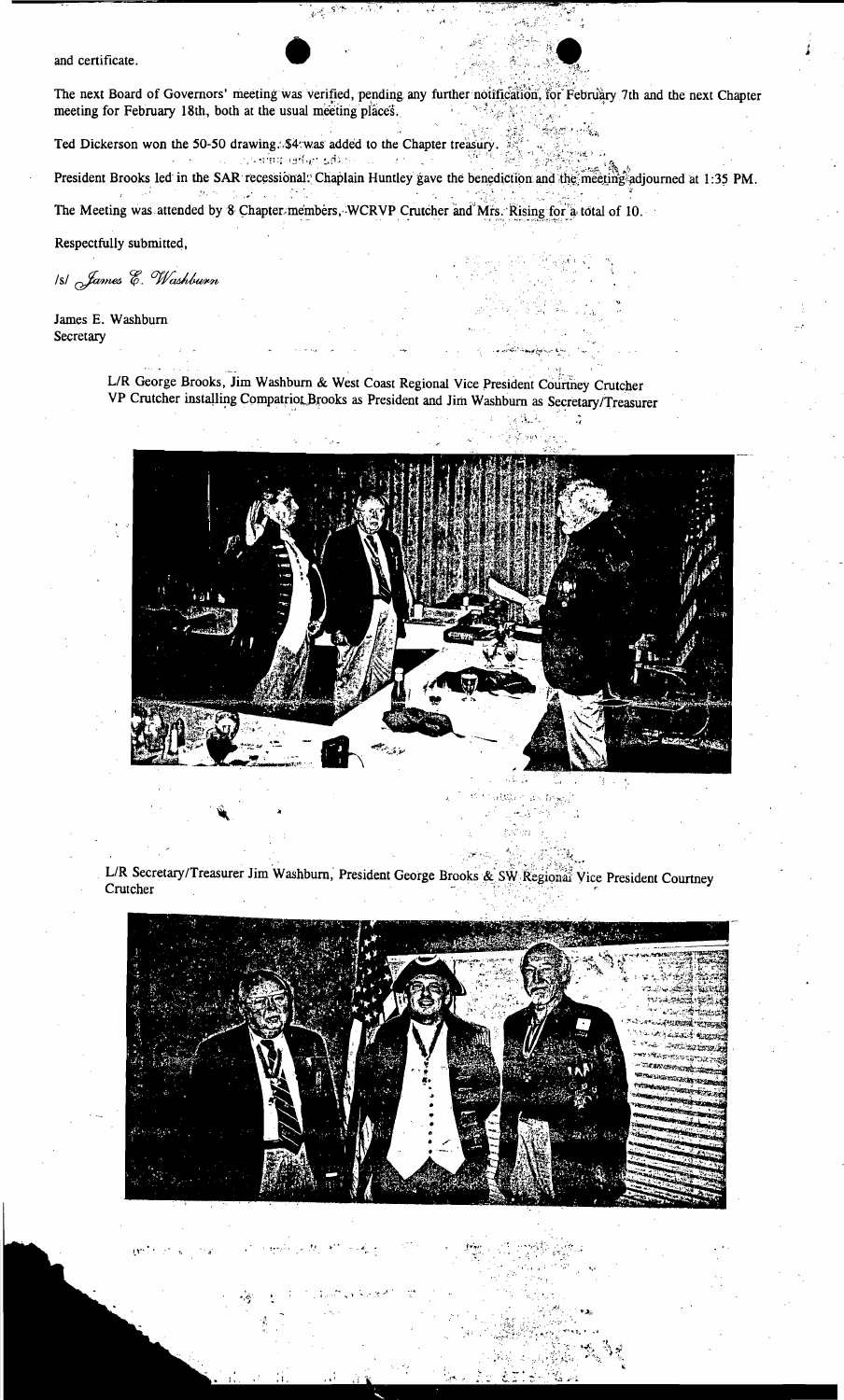and certificate.

The next Board of Governors' meeting was verified, pending any further notification, for February 7th and the next Chapter meeting for February 18th, both at the usual meeting places.

Ted Dickerson won the 50-50 drawing. $4 was added to the Chapter treasury.

President Brooks led in the SAR recessional. Chaplain Huntley gave the benediction and the meeting adjourned at 1:35 PM.

The Meeting was attended by 8 Chapter members, WCRVP Crutcher and Mrs. Rising for a total of 10.

Respectfully submitted,

/s/ *James E. Washburn*

James E. Washburn
Secretary

L/R George Brooks, Jim Washburn & West Coast Regional Vice President Courtney Crutcher
VP Crutcher installing Compatriot Brooks as President and Jim Washburn as Secretary/Treasurer

L/R Secretary/Treasurer Jim Washburn, President George Brooks & SW Regional Vice President Courtney Crutcher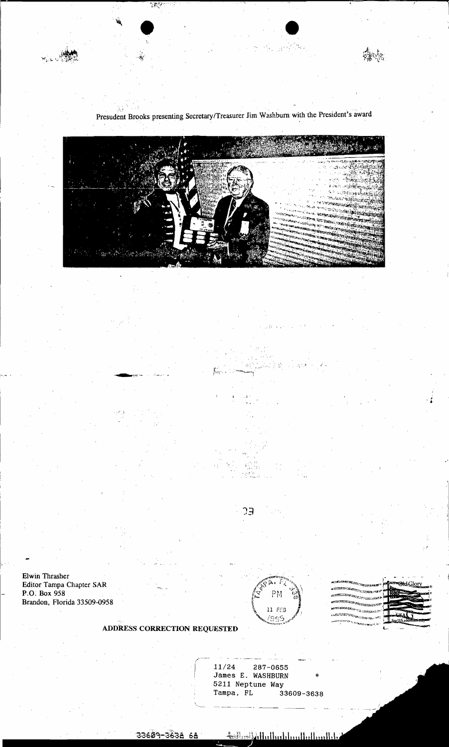Presudent Brooks presenting Secretary/Treasurer Jim Washburn with the President's award

Elwin Thrasher
Editor Tampa Chapter SAR
P.O. Box 958
Brandon, Florida 33509-0958

TAMPA, FL
PM
11 FEB
1995

Old Glory
For U.S. addresses only

**ADDRESS CORRECTION REQUESTED**

```
11/24    287-0655
James E. WASHBURN      *
5211 Neptune Way
Tampa, FL       33609-3638
```

33609-3638 68